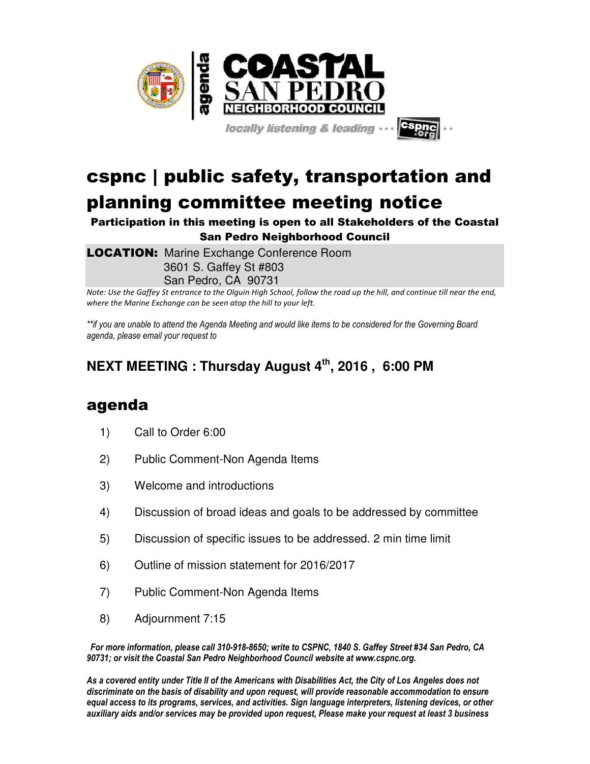COASTAL SAN PEDRO NEIGHBORHOOD COUNCIL

agenda

locally listening & leading ··· cspnc.org ··

# cspnc | public safety, transportation and planning committee meeting notice

**Participation in this meeting is open to all Stakeholders of the Coastal San Pedro Neighborhood Council**

**LOCATION:** Marine Exchange Conference Room
3601 S. Gaffey St #803
San Pedro, CA 90731

*Note: Use the Gaffey St entrance to the Olguin High School, follow the road up the hill, and continue till near the end, where the Marine Exchange can be seen atop the hill to your left.*

*\*\*if you are unable to attend the Agenda Meeting and would like items to be considered for the Governing Board agenda, please email your request to*

## NEXT MEETING : Thursday August 4th, 2016 , 6:00 PM

## agenda

1) Call to Order 6:00
2) Public Comment-Non Agenda Items
3) Welcome and introductions
4) Discussion of broad ideas and goals to be addressed by committee
5) Discussion of specific issues to be addressed. 2 min time limit
6) Outline of mission statement for 2016/2017
7) Public Comment-Non Agenda Items
8) Adjournment 7:15

***For more information, please call 310-918-8650; write to CSPNC, 1840 S. Gaffey Street #34 San Pedro, CA 90731; or visit the Coastal San Pedro Neighborhood Council website at www.cspnc.org.***

***As a covered entity under Title II of the Americans with Disabilities Act, the City of Los Angeles does not discriminate on the basis of disability and upon request, will provide reasonable accommodation to ensure equal access to its programs, services, and activities. Sign language interpreters, listening devices, or other auxiliary aids and/or services may be provided upon request, Please make your request at least 3 business***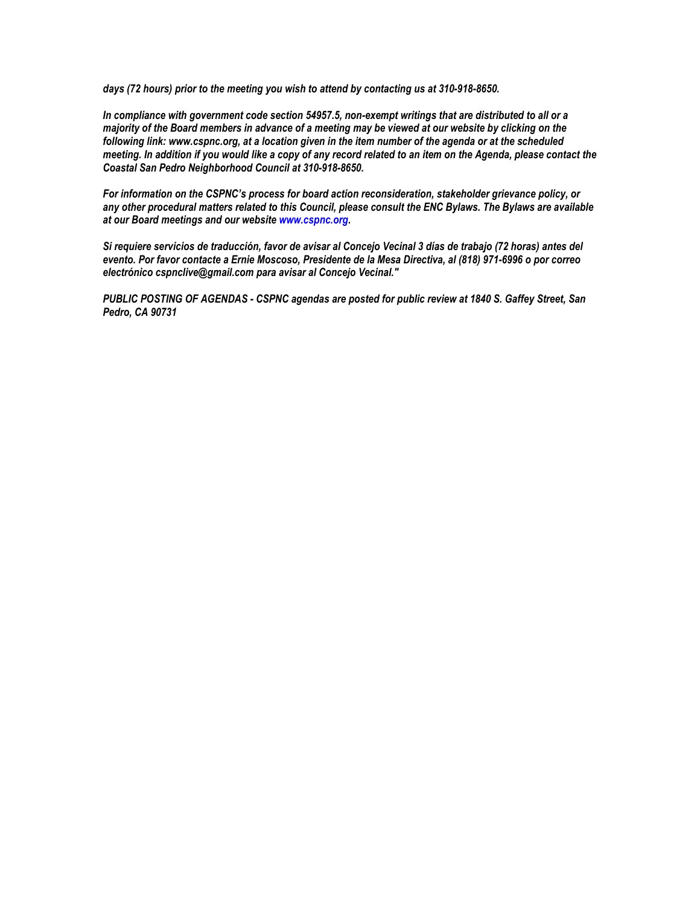*days (72 hours) prior to the meeting you wish to attend by contacting us at 310-918-8650.*

*In compliance with government code section 54957.5, non-exempt writings that are distributed to all or a majority of the Board members in advance of a meeting may be viewed at our website by clicking on the following link: www.cspnc.org, at a location given in the item number of the agenda or at the scheduled meeting. In addition if you would like a copy of any record related to an item on the Agenda, please contact the Coastal San Pedro Neighborhood Council at 310-918-8650.*

*For information on the CSPNC's process for board action reconsideration, stakeholder grievance policy, or any other procedural matters related to this Council, please consult the ENC Bylaws. The Bylaws are available at our Board meetings and our website www.cspnc.org.*

*Si requiere servicios de traducción, favor de avisar al Concejo Vecinal 3 días de trabajo (72 horas) antes del evento. Por favor contacte a Ernie Moscoso, Presidente de la Mesa Directiva, al (818) 971-6996 o por correo electrónico cspnclive@gmail.com para avisar al Concejo Vecinal."*

*PUBLIC POSTING OF AGENDAS - CSPNC agendas are posted for public review at 1840 S. Gaffey Street, San Pedro, CA 90731*